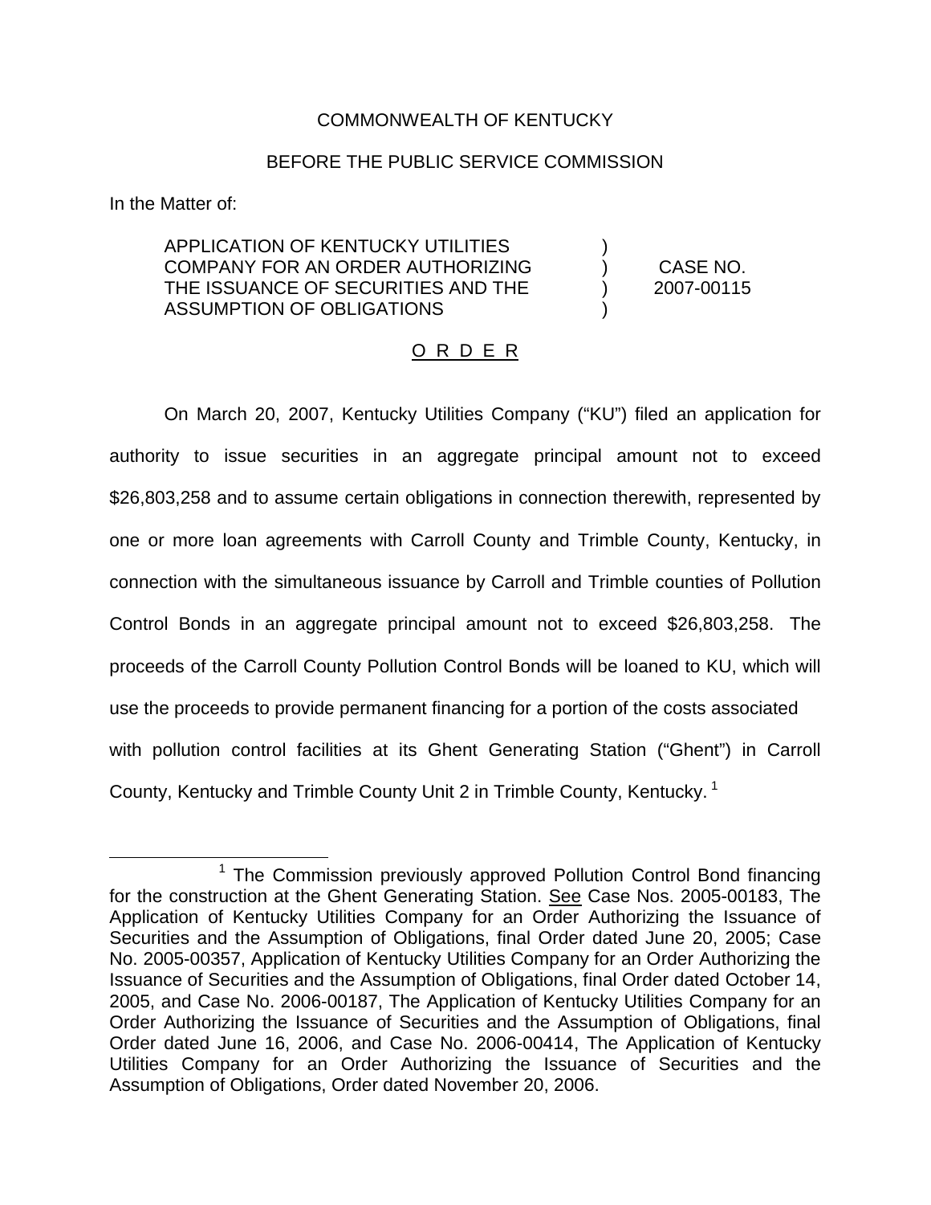COMMONWEALTH OF KENTUCKY

BEFORE THE PUBLIC SERVICE COMMISSION

In the Matter of:

| | | |
|---|---|---|
| APPLICATION OF KENTUCKY UTILITIES COMPANY FOR AN ORDER AUTHORIZING THE ISSUANCE OF SECURITIES AND THE ASSUMPTION OF OBLIGATIONS | ) ) ) ) | CASE NO. 2007-00115 |

O R D E R

On March 20, 2007, Kentucky Utilities Company ("KU") filed an application for authority to issue securities in an aggregate principal amount not to exceed $26,803,258 and to assume certain obligations in connection therewith, represented by one or more loan agreements with Carroll County and Trimble County, Kentucky, in connection with the simultaneous issuance by Carroll and Trimble counties of Pollution Control Bonds in an aggregate principal amount not to exceed $26,803,258. The proceeds of the Carroll County Pollution Control Bonds will be loaned to KU, which will use the proceeds to provide permanent financing for a portion of the costs associated with pollution control facilities at its Ghent Generating Station ("Ghent") in Carroll County, Kentucky and Trimble County Unit 2 in Trimble County, Kentucky. [1]

[1] The Commission previously approved Pollution Control Bond financing for the construction at the Ghent Generating Station. See Case Nos. 2005-00183, The Application of Kentucky Utilities Company for an Order Authorizing the Issuance of Securities and the Assumption of Obligations, final Order dated June 20, 2005; Case No. 2005-00357, Application of Kentucky Utilities Company for an Order Authorizing the Issuance of Securities and the Assumption of Obligations, final Order dated October 14, 2005, and Case No. 2006-00187, The Application of Kentucky Utilities Company for an Order Authorizing the Issuance of Securities and the Assumption of Obligations, final Order dated June 16, 2006, and Case No. 2006-00414, The Application of Kentucky Utilities Company for an Order Authorizing the Issuance of Securities and the Assumption of Obligations, Order dated November 20, 2006.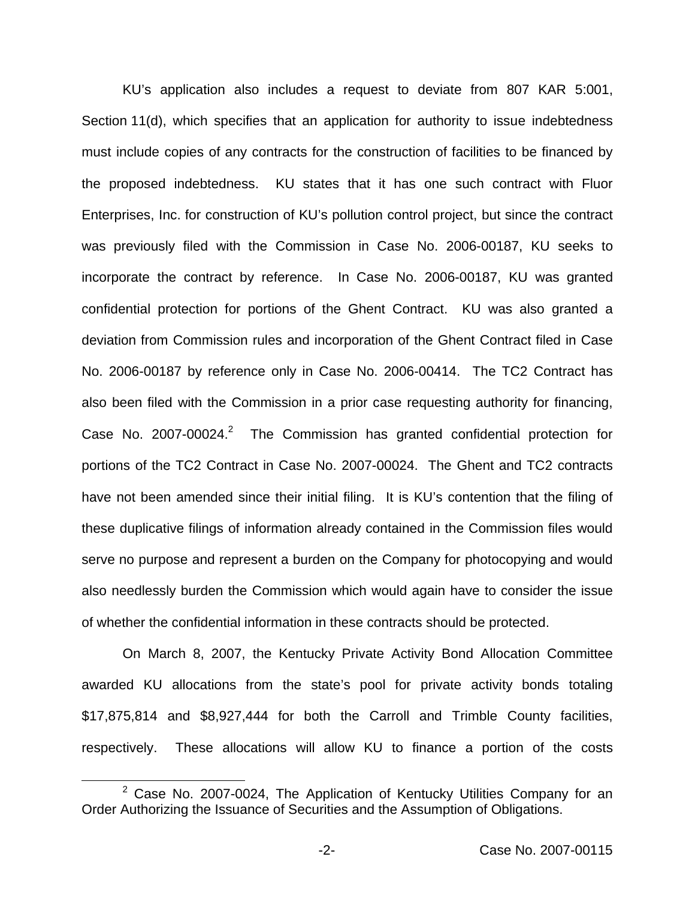KU's application also includes a request to deviate from 807 KAR 5:001, Section 11(d), which specifies that an application for authority to issue indebtedness must include copies of any contracts for the construction of facilities to be financed by the proposed indebtedness. KU states that it has one such contract with Fluor Enterprises, Inc. for construction of KU's pollution control project, but since the contract was previously filed with the Commission in Case No. 2006-00187, KU seeks to incorporate the contract by reference. In Case No. 2006-00187, KU was granted confidential protection for portions of the Ghent Contract. KU was also granted a deviation from Commission rules and incorporation of the Ghent Contract filed in Case No. 2006-00187 by reference only in Case No. 2006-00414. The TC2 Contract has also been filed with the Commission in a prior case requesting authority for financing, Case No. 2007-00024.[2] The Commission has granted confidential protection for portions of the TC2 Contract in Case No. 2007-00024. The Ghent and TC2 contracts have not been amended since their initial filing. It is KU's contention that the filing of these duplicative filings of information already contained in the Commission files would serve no purpose and represent a burden on the Company for photocopying and would also needlessly burden the Commission which would again have to consider the issue of whether the confidential information in these contracts should be protected.

On March 8, 2007, the Kentucky Private Activity Bond Allocation Committee awarded KU allocations from the state's pool for private activity bonds totaling $17,875,814 and $8,927,444 for both the Carroll and Trimble County facilities, respectively. These allocations will allow KU to finance a portion of the costs

[2] Case No. 2007-0024, The Application of Kentucky Utilities Company for an Order Authorizing the Issuance of Securities and the Assumption of Obligations.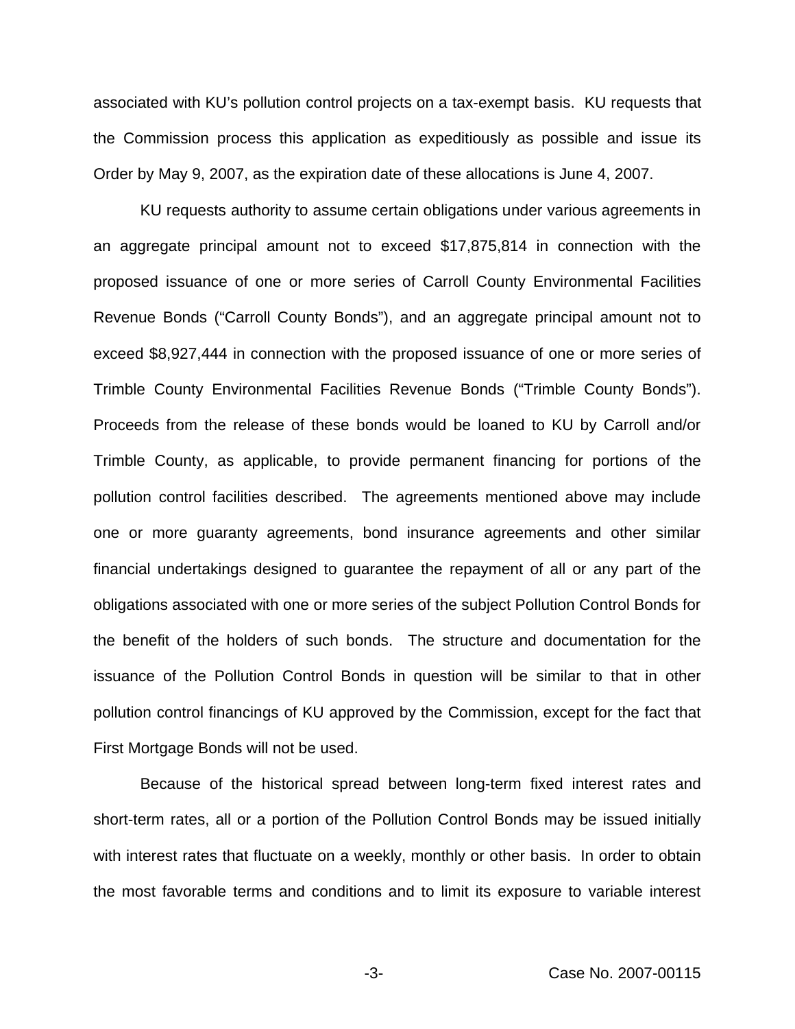associated with KU's pollution control projects on a tax-exempt basis. KU requests that the Commission process this application as expeditiously as possible and issue its Order by May 9, 2007, as the expiration date of these allocations is June 4, 2007.

KU requests authority to assume certain obligations under various agreements in an aggregate principal amount not to exceed $17,875,814 in connection with the proposed issuance of one or more series of Carroll County Environmental Facilities Revenue Bonds ("Carroll County Bonds"), and an aggregate principal amount not to exceed $8,927,444 in connection with the proposed issuance of one or more series of Trimble County Environmental Facilities Revenue Bonds ("Trimble County Bonds"). Proceeds from the release of these bonds would be loaned to KU by Carroll and/or Trimble County, as applicable, to provide permanent financing for portions of the pollution control facilities described. The agreements mentioned above may include one or more guaranty agreements, bond insurance agreements and other similar financial undertakings designed to guarantee the repayment of all or any part of the obligations associated with one or more series of the subject Pollution Control Bonds for the benefit of the holders of such bonds. The structure and documentation for the issuance of the Pollution Control Bonds in question will be similar to that in other pollution control financings of KU approved by the Commission, except for the fact that First Mortgage Bonds will not be used.

Because of the historical spread between long-term fixed interest rates and short-term rates, all or a portion of the Pollution Control Bonds may be issued initially with interest rates that fluctuate on a weekly, monthly or other basis. In order to obtain the most favorable terms and conditions and to limit its exposure to variable interest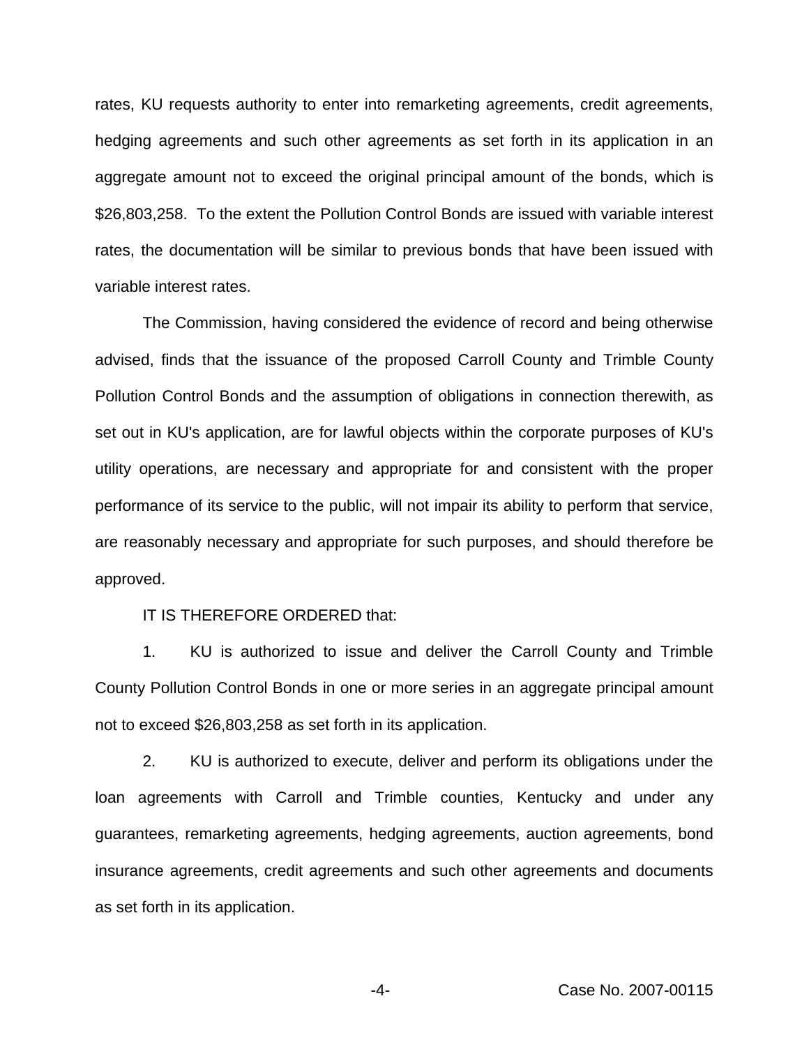rates, KU requests authority to enter into remarketing agreements, credit agreements, hedging agreements and such other agreements as set forth in its application in an aggregate amount not to exceed the original principal amount of the bonds, which is $26,803,258. To the extent the Pollution Control Bonds are issued with variable interest rates, the documentation will be similar to previous bonds that have been issued with variable interest rates.

The Commission, having considered the evidence of record and being otherwise advised, finds that the issuance of the proposed Carroll County and Trimble County Pollution Control Bonds and the assumption of obligations in connection therewith, as set out in KU's application, are for lawful objects within the corporate purposes of KU's utility operations, are necessary and appropriate for and consistent with the proper performance of its service to the public, will not impair its ability to perform that service, are reasonably necessary and appropriate for such purposes, and should therefore be approved.

IT IS THEREFORE ORDERED that:

1. KU is authorized to issue and deliver the Carroll County and Trimble County Pollution Control Bonds in one or more series in an aggregate principal amount not to exceed $26,803,258 as set forth in its application.

2. KU is authorized to execute, deliver and perform its obligations under the loan agreements with Carroll and Trimble counties, Kentucky and under any guarantees, remarketing agreements, hedging agreements, auction agreements, bond insurance agreements, credit agreements and such other agreements and documents as set forth in its application.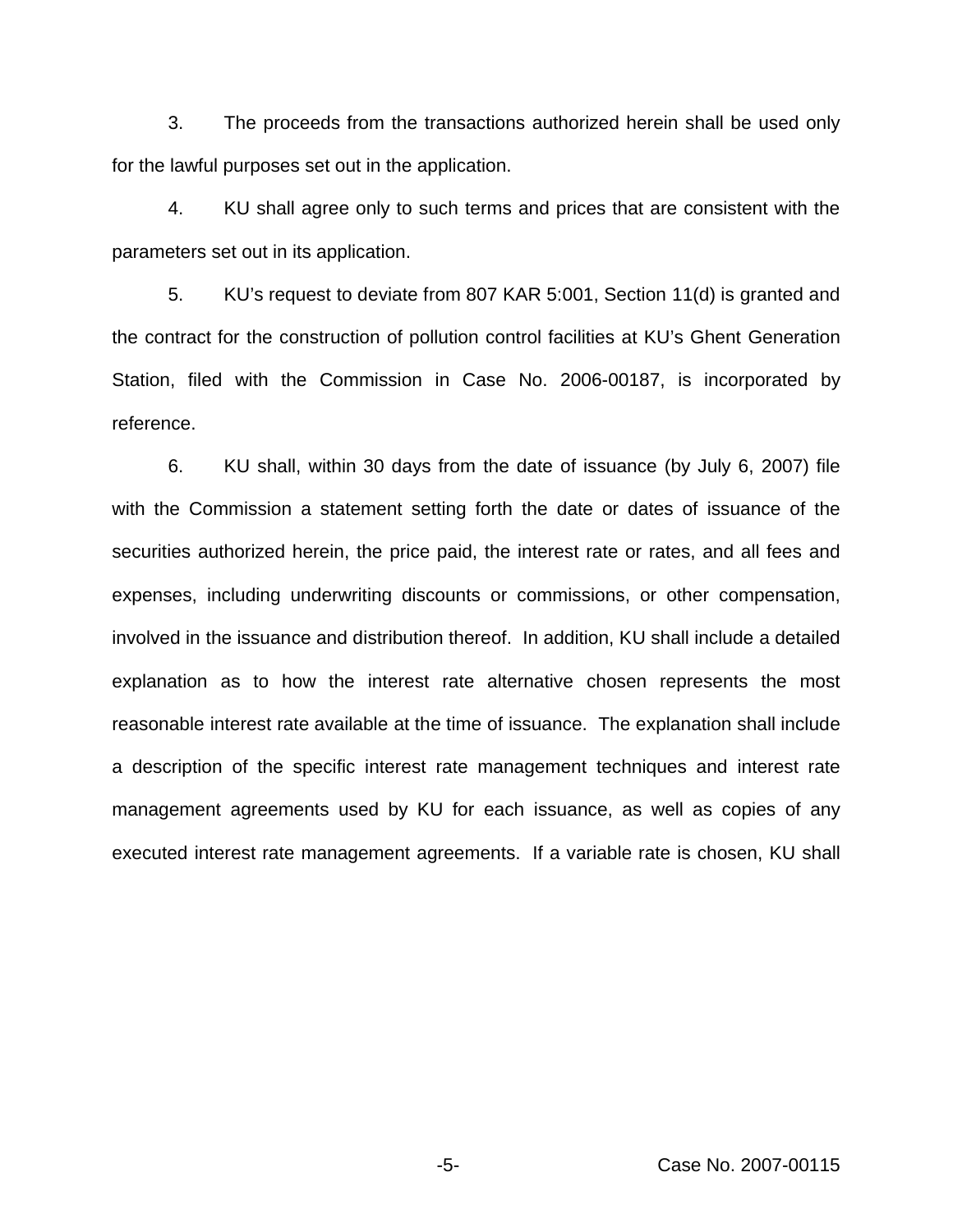3. The proceeds from the transactions authorized herein shall be used only for the lawful purposes set out in the application.

4. KU shall agree only to such terms and prices that are consistent with the parameters set out in its application.

5. KU's request to deviate from 807 KAR 5:001, Section 11(d) is granted and the contract for the construction of pollution control facilities at KU's Ghent Generation Station, filed with the Commission in Case No. 2006-00187, is incorporated by reference.

6. KU shall, within 30 days from the date of issuance (by July 6, 2007) file with the Commission a statement setting forth the date or dates of issuance of the securities authorized herein, the price paid, the interest rate or rates, and all fees and expenses, including underwriting discounts or commissions, or other compensation, involved in the issuance and distribution thereof. In addition, KU shall include a detailed explanation as to how the interest rate alternative chosen represents the most reasonable interest rate available at the time of issuance. The explanation shall include a description of the specific interest rate management techniques and interest rate management agreements used by KU for each issuance, as well as copies of any executed interest rate management agreements. If a variable rate is chosen, KU shall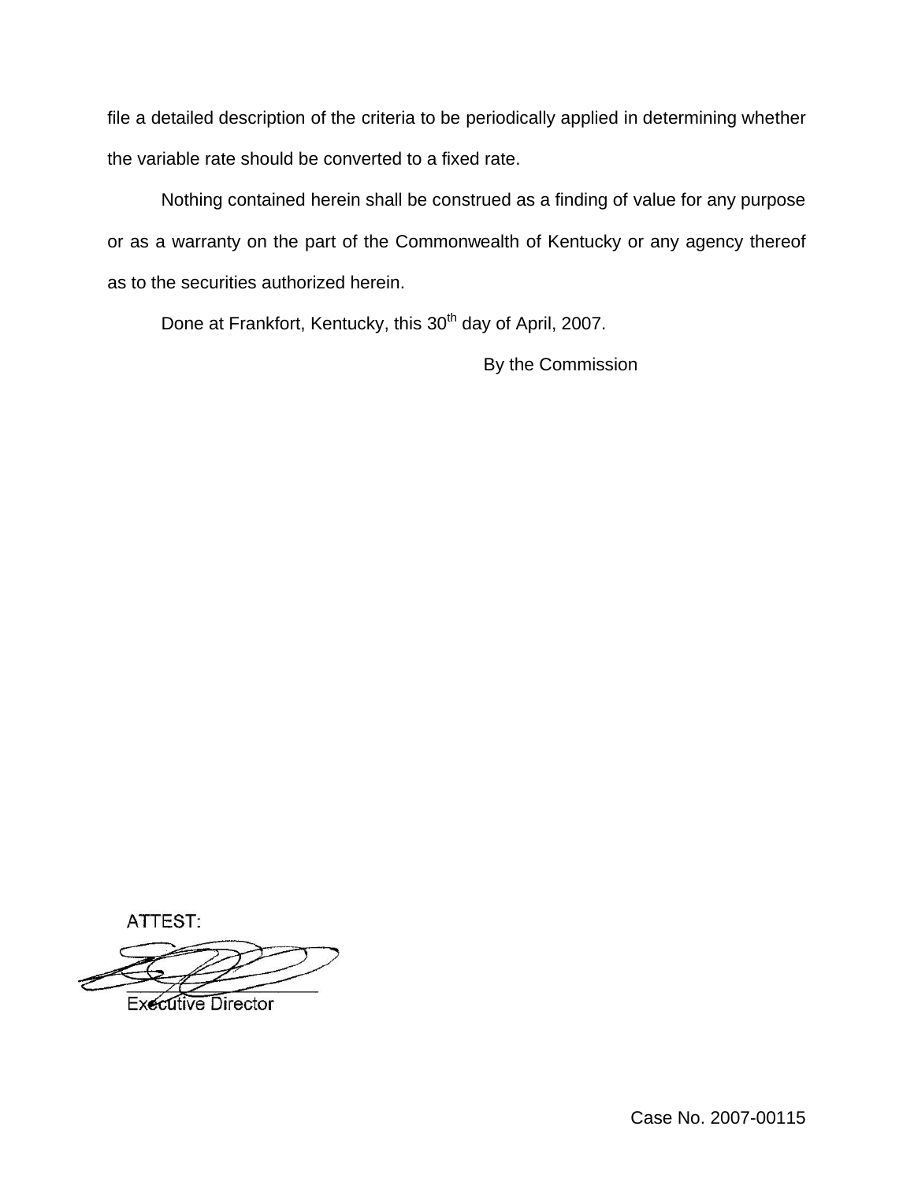file a detailed description of the criteria to be periodically applied in determining whether the variable rate should be converted to a fixed rate.

Nothing contained herein shall be construed as a finding of value for any purpose or as a warranty on the part of the Commonwealth of Kentucky or any agency thereof as to the securities authorized herein.

Done at Frankfort, Kentucky, this 30th day of April, 2007.

By the Commission

ATTEST:

Executive Director

Case No. 2007-00115